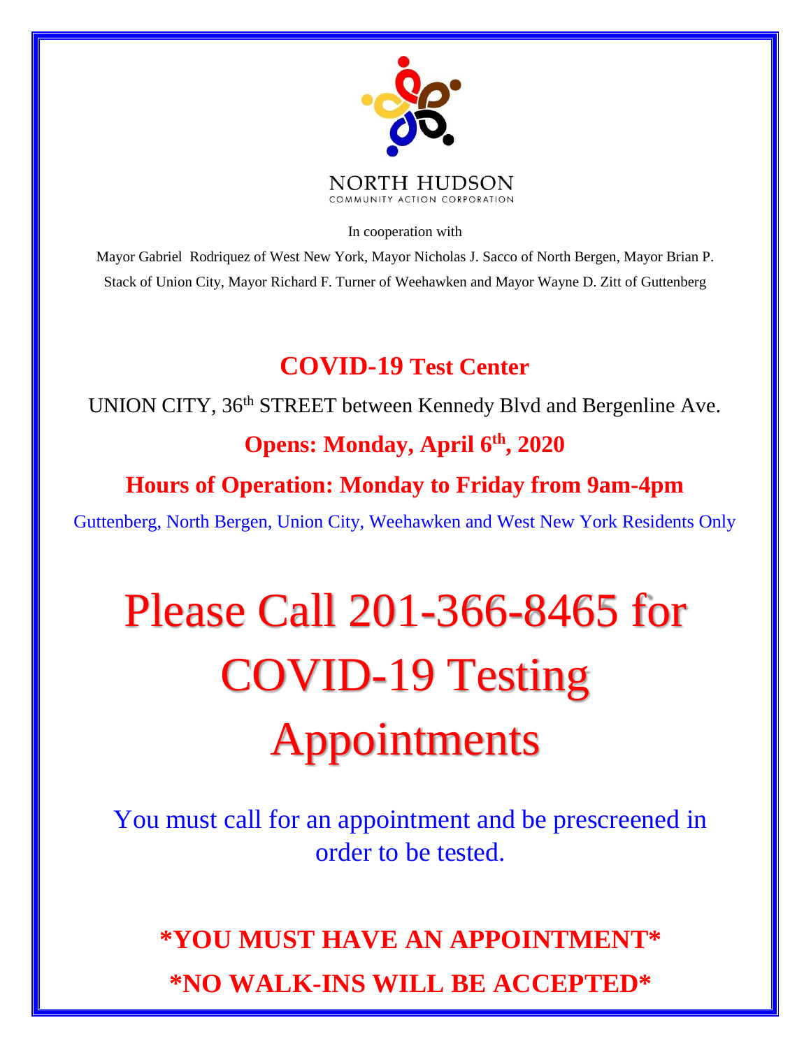NORTH HUDSON
COMMUNITY ACTION CORPORATION

In cooperation with

Mayor Gabriel Rodriquez of West New York, Mayor Nicholas J. Sacco of North Bergen, Mayor Brian P. Stack of Union City, Mayor Richard F. Turner of Weehawken and Mayor Wayne D. Zitt of Guttenberg

## COVID-19 Test Center

UNION CITY, 36th STREET between Kennedy Blvd and Bergenline Ave.

**Opens: Monday, April 6th, 2020**

**Hours of Operation: Monday to Friday from 9am-4pm**

Guttenberg, North Bergen, Union City, Weehawken and West New York Residents Only

# Please Call 201-366-8465 for COVID-19 Testing Appointments

You must call for an appointment and be prescreened in order to be tested.

**\*YOU MUST HAVE AN APPOINTMENT\***

**\*NO WALK-INS WILL BE ACCEPTED\***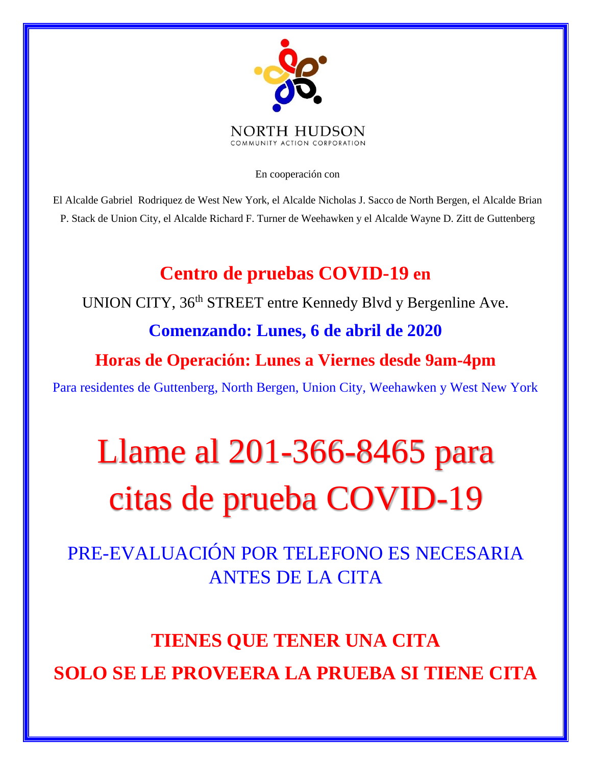NORTH HUDSON
COMMUNITY ACTION CORPORATION

En cooperación con

El Alcalde Gabriel Rodriquez de West New York, el Alcalde Nicholas J. Sacco de North Bergen, el Alcalde Brian P. Stack de Union City, el Alcalde Richard F. Turner de Weehawken y el Alcalde Wayne D. Zitt de Guttenberg

## Centro de pruebas COVID-19 en

UNION CITY, 36th STREET entre Kennedy Blvd y Bergenline Ave.

**Comenzando: Lunes, 6 de abril de 2020**

**Horas de Operación: Lunes a Viernes desde 9am-4pm**

Para residentes de Guttenberg, North Bergen, Union City, Weehawken y West New York

# Llame al 201-366-8465 para citas de prueba COVID-19

PRE-EVALUACIÓN POR TELEFONO ES NECESARIA ANTES DE LA CITA

**TIENES QUE TENER UNA CITA**

**SOLO SE LE PROVEERA LA PRUEBA SI TIENE CITA**